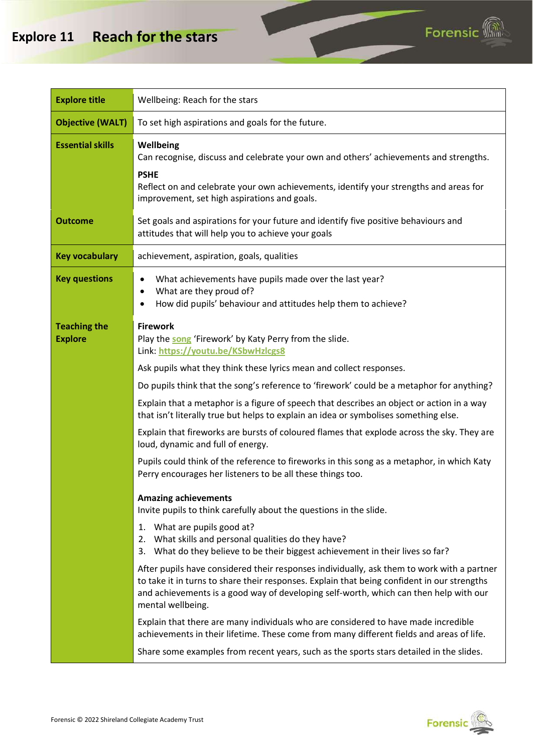# Explore 11 Reach for the stars

| Explore title | Wellbeing: Reach for the stars |
|---|---|
| **Objective (WALT)** | To set high aspirations and goals for the future. |
| **Essential skills** | **Wellbeing**<br>Can recognise, discuss and celebrate your own and others' achievements and strengths.<br>**PSHE**<br>Reflect on and celebrate your own achievements, identify your strengths and areas for improvement, set high aspirations and goals. |
| **Outcome** | Set goals and aspirations for your future and identify five positive behaviours and attitudes that will help you to achieve your goals |
| **Key vocabulary** | achievement, aspiration, goals, qualities |
| **Key questions** | • What achievements have pupils made over the last year?<br>• What are they proud of?<br>• How did pupils' behaviour and attitudes help them to achieve? |
| **Teaching the Explore** | **Firework**<br>Play the song 'Firework' by Katy Perry from the slide.<br>Link: https://youtu.be/KSbwHzlcgs8<br>Ask pupils what they think these lyrics mean and collect responses.<br>Do pupils think that the song's reference to 'firework' could be a metaphor for anything?<br>Explain that a metaphor is a figure of speech that describes an object or action in a way that isn't literally true but helps to explain an idea or symbolises something else.<br>Explain that fireworks are bursts of coloured flames that explode across the sky. They are loud, dynamic and full of energy.<br>Pupils could think of the reference to fireworks in this song as a metaphor, in which Katy Perry encourages her listeners to be all these things too.<br><br>**Amazing achievements**<br>Invite pupils to think carefully about the questions in the slide.<br>1. What are pupils good at?<br>2. What skills and personal qualities do they have?<br>3. What do they believe to be their biggest achievement in their lives so far?<br>After pupils have considered their responses individually, ask them to work with a partner to take it in turns to share their responses. Explain that being confident in our strengths and achievements is a good way of developing self-worth, which can then help with our mental wellbeing.<br>Explain that there are many individuals who are considered to have made incredible achievements in their lifetime. These come from many different fields and areas of life.<br>Share some examples from recent years, such as the sports stars detailed in the slides. |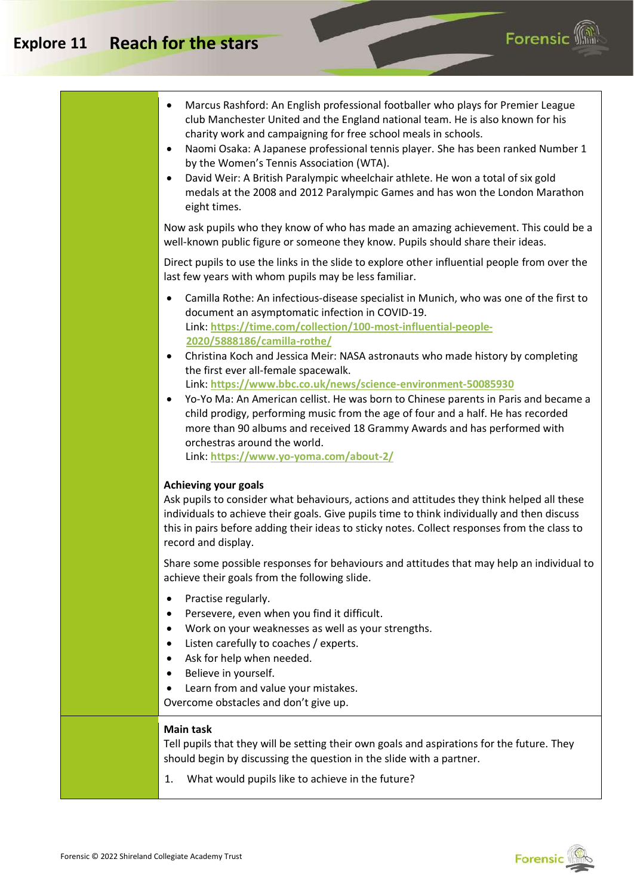- Marcus Rashford: An English professional footballer who plays for Premier League club Manchester United and the England national team. He is also known for his charity work and campaigning for free school meals in schools.
- Naomi Osaka: A Japanese professional tennis player. She has been ranked Number 1 by the Women's Tennis Association (WTA).
- David Weir: A British Paralympic wheelchair athlete. He won a total of six gold medals at the 2008 and 2012 Paralympic Games and has won the London Marathon eight times.

Now ask pupils who they know of who has made an amazing achievement. This could be a well-known public figure or someone they know. Pupils should share their ideas.

Direct pupils to use the links in the slide to explore other influential people from over the last few years with whom pupils may be less familiar.

- Camilla Rothe: An infectious-disease specialist in Munich, who was one of the first to document an asymptomatic infection in COVID-19.
  Link: https://time.com/collection/100-most-influential-people-2020/5888186/camilla-rothe/
- Christina Koch and Jessica Meir: NASA astronauts who made history by completing the first ever all-female spacewalk.
  Link: https://www.bbc.co.uk/news/science-environment-50085930
- Yo-Yo Ma: An American cellist. He was born to Chinese parents in Paris and became a child prodigy, performing music from the age of four and a half. He has recorded more than 90 albums and received 18 Grammy Awards and has performed with orchestras around the world.
  Link: https://www.yo-yoma.com/about-2/

**Achieving your goals**
Ask pupils to consider what behaviours, actions and attitudes they think helped all these individuals to achieve their goals. Give pupils time to think individually and then discuss this in pairs before adding their ideas to sticky notes. Collect responses from the class to record and display.

Share some possible responses for behaviours and attitudes that may help an individual to achieve their goals from the following slide.

- Practise regularly.
- Persevere, even when you find it difficult.
- Work on your weaknesses as well as your strengths.
- Listen carefully to coaches / experts.
- Ask for help when needed.
- Believe in yourself.
- Learn from and value your mistakes.

Overcome obstacles and don't give up.

**Main task**
Tell pupils that they will be setting their own goals and aspirations for the future. They should begin by discussing the question in the slide with a partner.

1. What would pupils like to achieve in the future?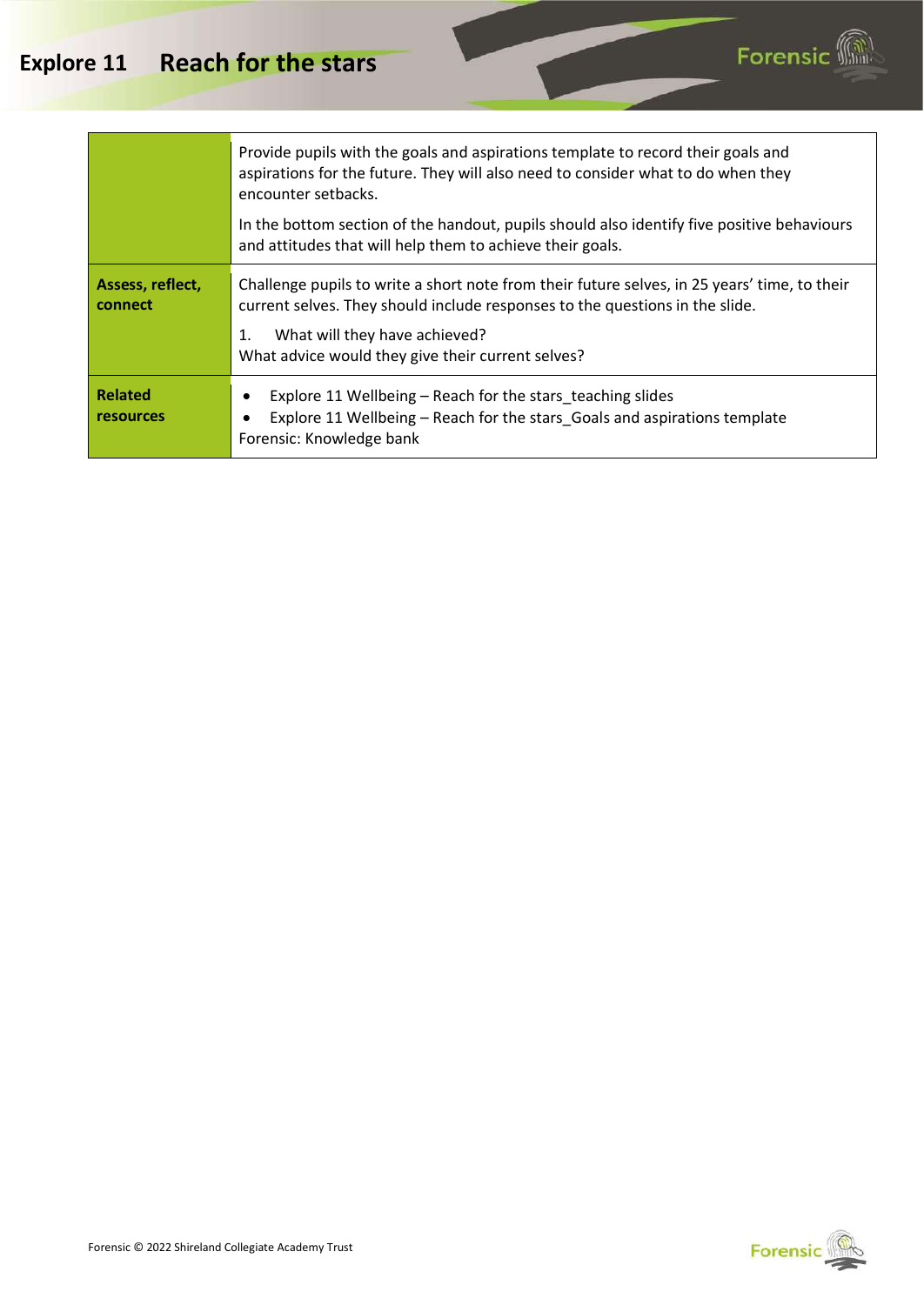| | |
|---|---|
| | Provide pupils with the goals and aspirations template to record their goals and aspirations for the future. They will also need to consider what to do when they encounter setbacks.<br><br>In the bottom section of the handout, pupils should also identify five positive behaviours and attitudes that will help them to achieve their goals. |
| **Assess, reflect, connect** | Challenge pupils to write a short note from their future selves, in 25 years' time, to their current selves. They should include responses to the questions in the slide.<br><br>1. What will they have achieved?<br>What advice would they give their current selves? |
| **Related resources** | • Explore 11 Wellbeing – Reach for the stars_teaching slides<br>• Explore 11 Wellbeing – Reach for the stars_Goals and aspirations template<br>Forensic: Knowledge bank |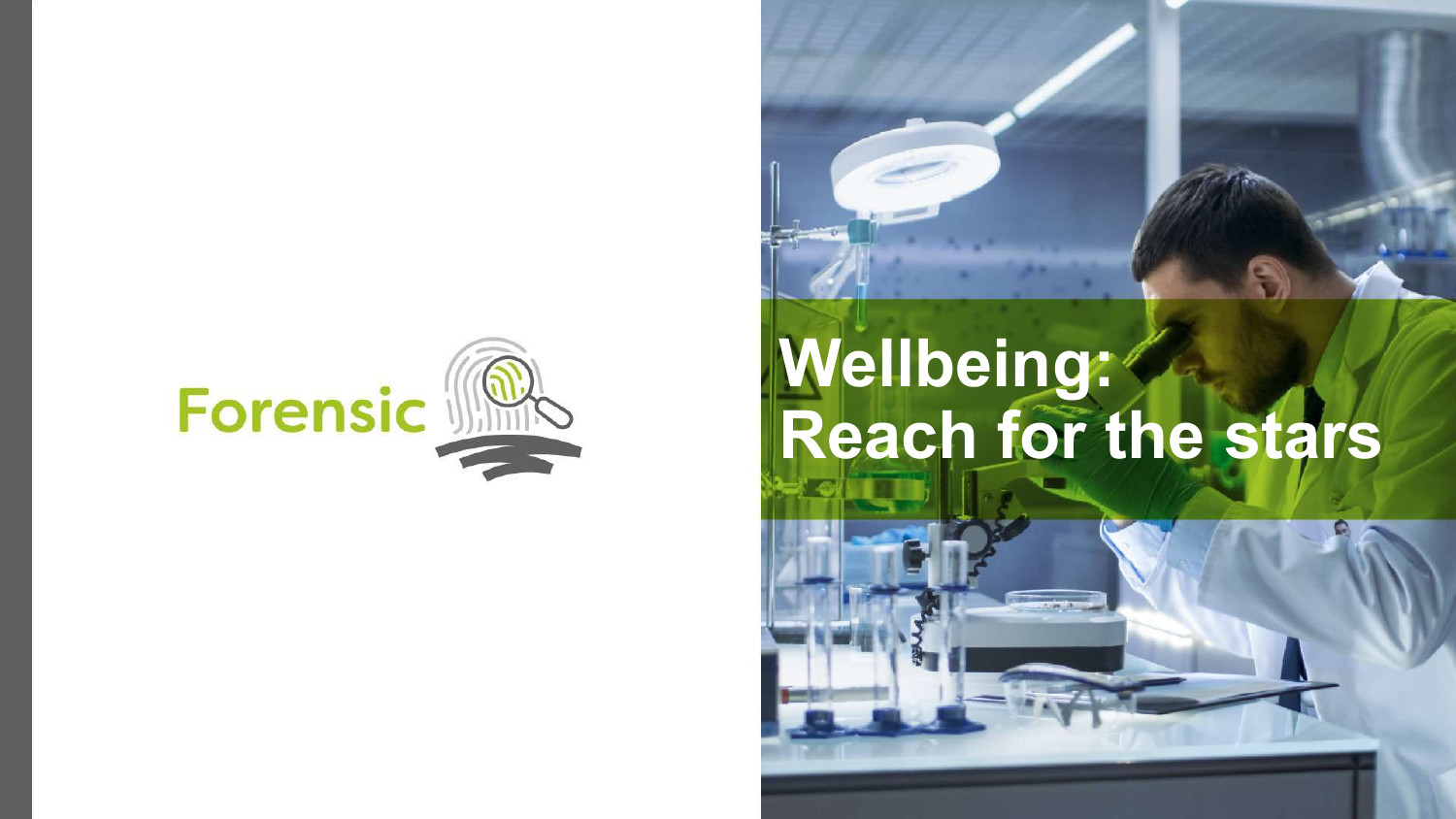Forensic

# Wellbeing: Reach for the stars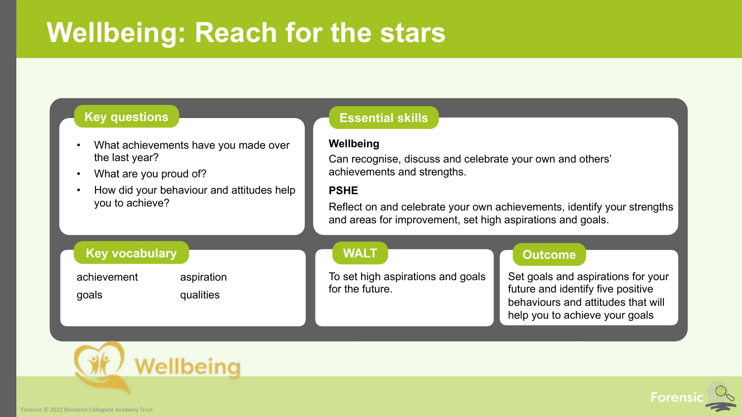# Wellbeing: Reach for the stars

## Key questions

- What achievements have you made over the last year?
- What are you proud of?
- How did your behaviour and attitudes help you to achieve?

## Essential skills

**Wellbeing**

Can recognise, discuss and celebrate your own and others' achievements and strengths.

**PSHE**

Reflect on and celebrate your own achievements, identify your strengths and areas for improvement, set high aspirations and goals.

## Key vocabulary

| | |
|---|---|
| achievement | aspiration |
| goals | qualities |

## WALT

To set high aspirations and goals for the future.

## Outcome

Set goals and aspirations for your future and identify five positive behaviours and attitudes that will help you to achieve your goals

Wellbeing

Forensic © 2022 Shireland Collegiate Academy Trust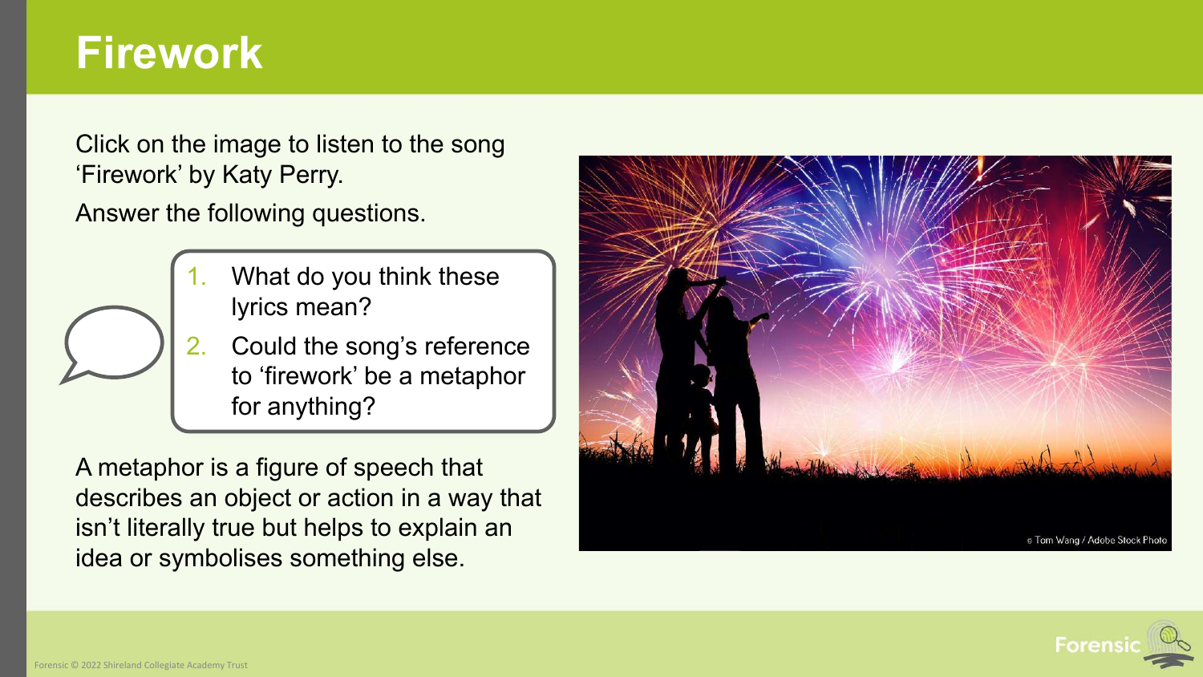# Firework

Click on the image to listen to the song 'Firework' by Katy Perry.

Answer the following questions.

1. What do you think these lyrics mean?
2. Could the song's reference to 'firework' be a metaphor for anything?

A metaphor is a figure of speech that describes an object or action in a way that isn't literally true but helps to explain an idea or symbolises something else.

© Tom Wang / Adobe Stock Photo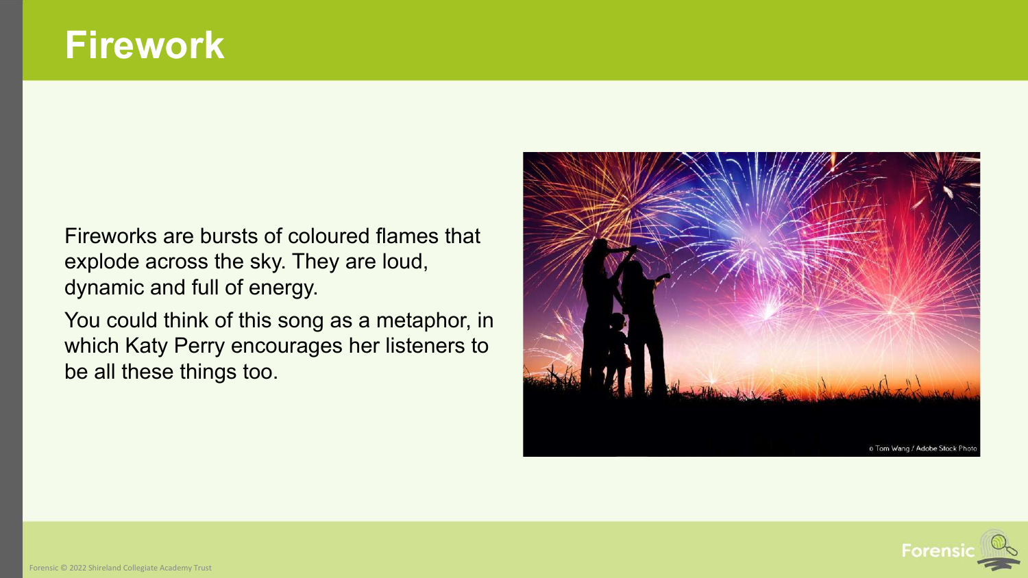# Firework

Fireworks are bursts of coloured flames that explode across the sky. They are loud, dynamic and full of energy.

You could think of this song as a metaphor, in which Katy Perry encourages her listeners to be all these things too.

© Tom Wang / Adobe Stock Photo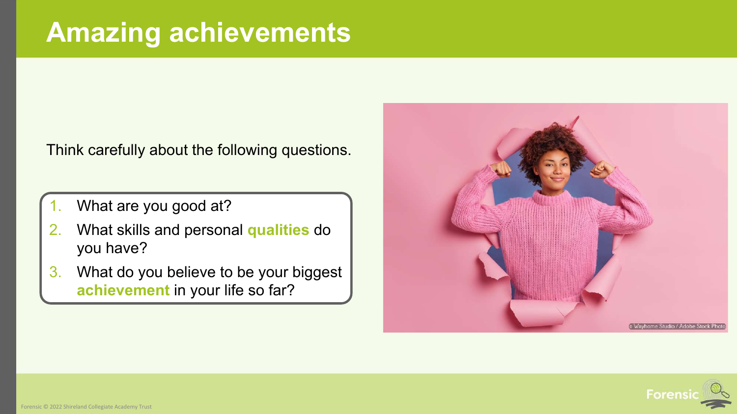# Amazing achievements

Think carefully about the following questions.

1. What are you good at?
2. What skills and personal **qualities** do you have?
3. What do you believe to be your biggest **achievement** in your life so far?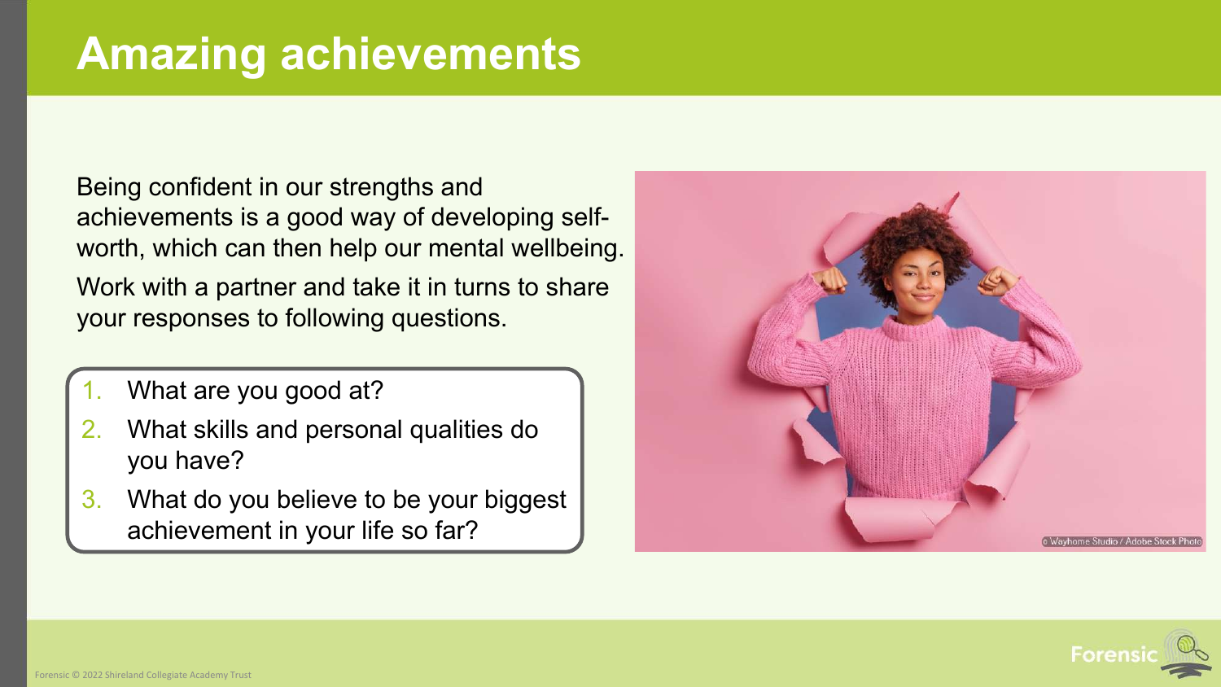# Amazing achievements

Being confident in our strengths and achievements is a good way of developing self-worth, which can then help our mental wellbeing.

Work with a partner and take it in turns to share your responses to following questions.

1. What are you good at?
2. What skills and personal qualities do you have?
3. What do you believe to be your biggest achievement in your life so far?

© Wayhome Studio / Adobe Stock Photo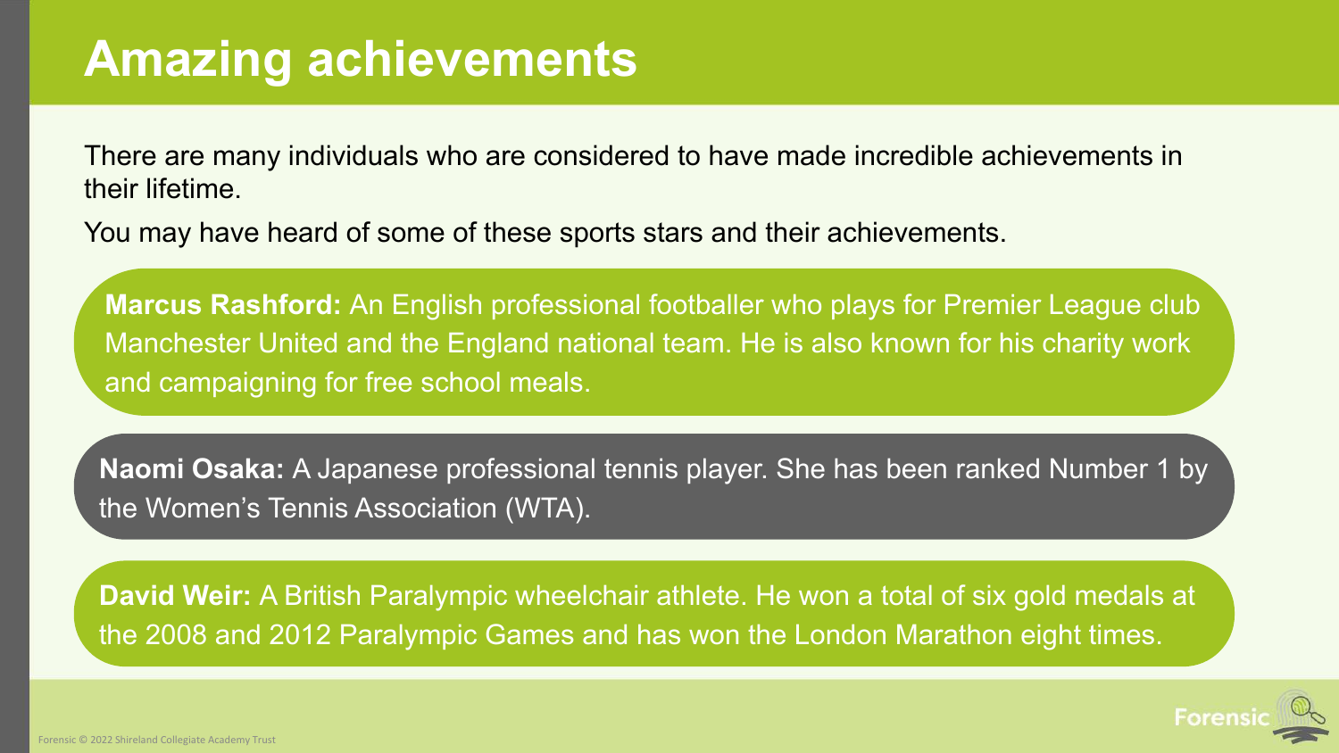# Amazing achievements

There are many individuals who are considered to have made incredible achievements in their lifetime.

You may have heard of some of these sports stars and their achievements.

**Marcus Rashford:** An English professional footballer who plays for Premier League club Manchester United and the England national team. He is also known for his charity work and campaigning for free school meals.

**Naomi Osaka:** A Japanese professional tennis player. She has been ranked Number 1 by the Women's Tennis Association (WTA).

**David Weir:** A British Paralympic wheelchair athlete. He won a total of six gold medals at the 2008 and 2012 Paralympic Games and has won the London Marathon eight times.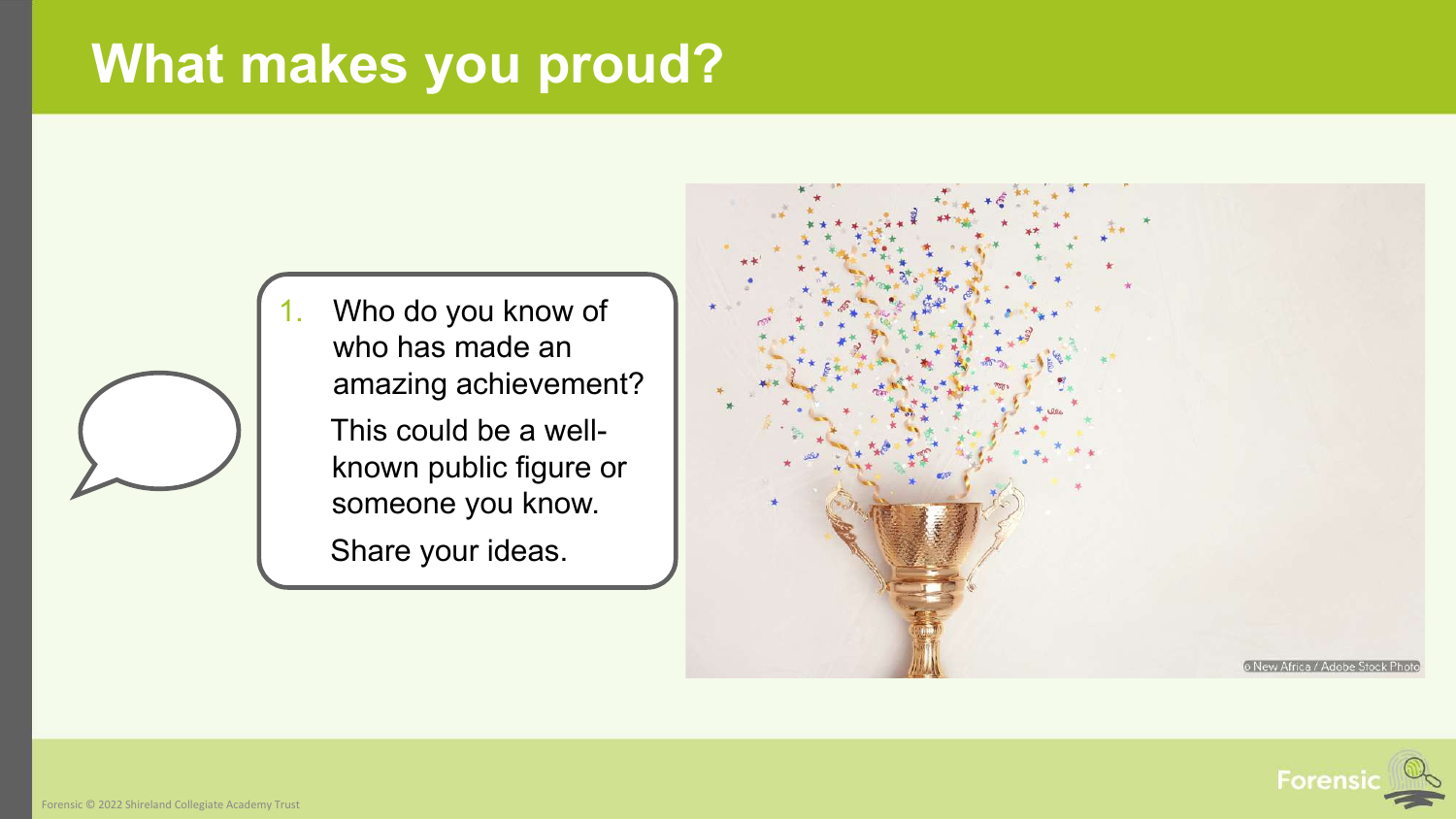# What makes you proud?

1. Who do you know of who has made an amazing achievement?

   This could be a well-known public figure or someone you know.

   Share your ideas.

© New Africa / Adobe Stock Photo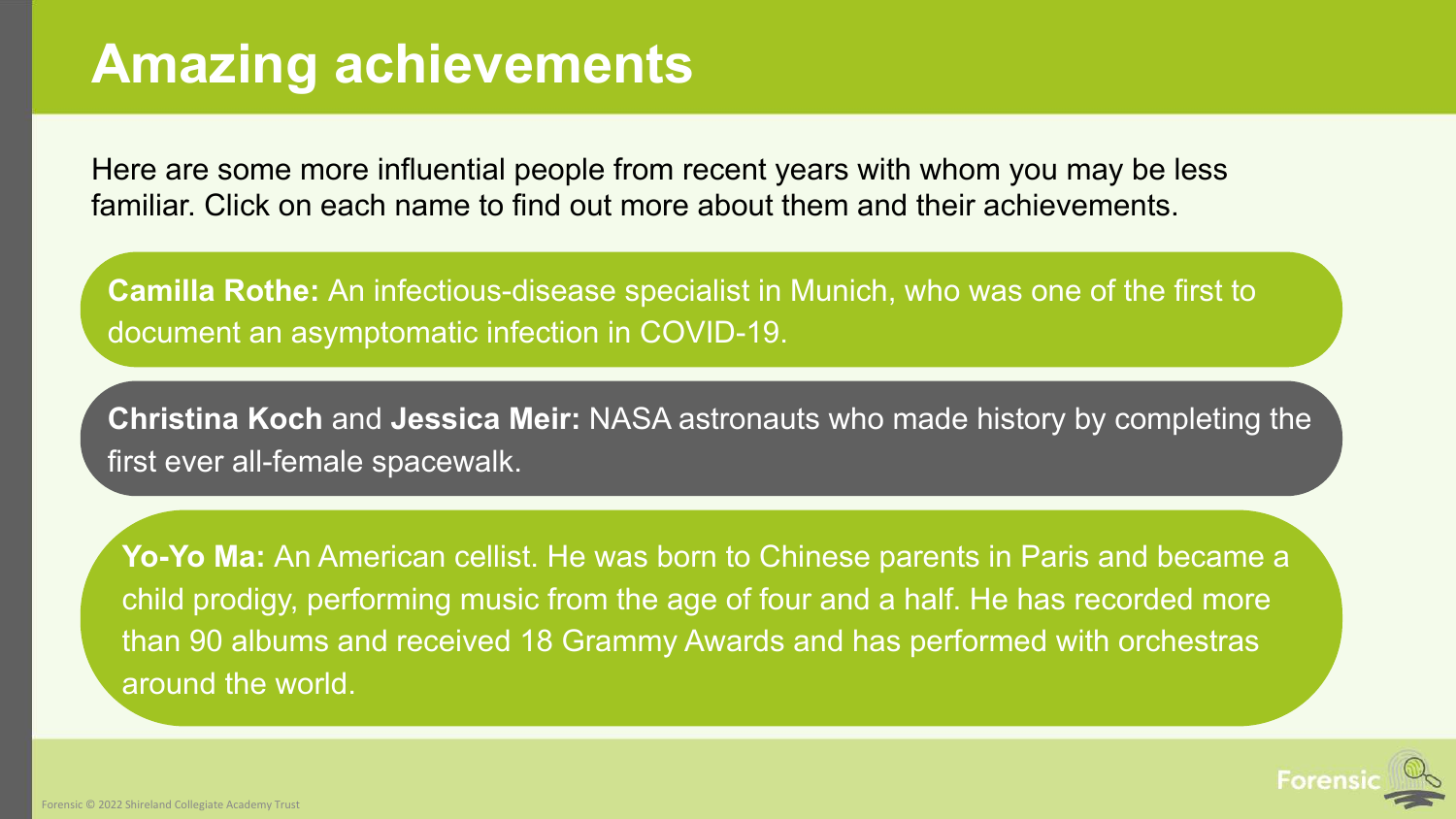# Amazing achievements

Here are some more influential people from recent years with whom you may be less familiar. Click on each name to find out more about them and their achievements.

**Camilla Rothe:** An infectious-disease specialist in Munich, who was one of the first to document an asymptomatic infection in COVID-19.

**Christina Koch** and **Jessica Meir:** NASA astronauts who made history by completing the first ever all-female spacewalk.

**Yo-Yo Ma:** An American cellist. He was born to Chinese parents in Paris and became a child prodigy, performing music from the age of four and a half. He has recorded more than 90 albums and received 18 Grammy Awards and has performed with orchestras around the world.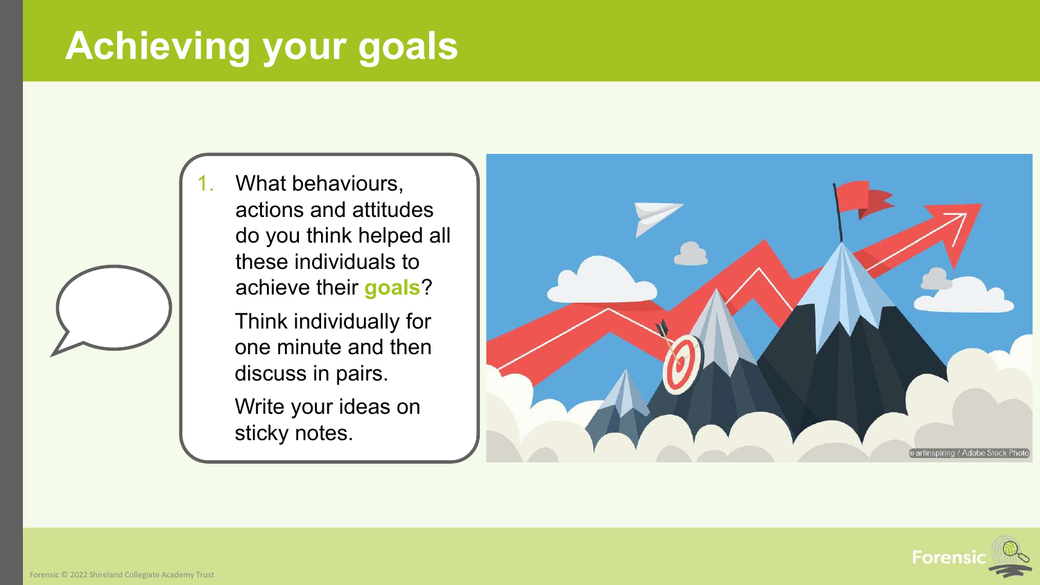# Achieving your goals

1. What behaviours, actions and attitudes do you think helped all these individuals to achieve their **goals**?

   Think individually for one minute and then discuss in pairs.

   Write your ideas on sticky notes.

© artinspiring / Adobe Stock Photo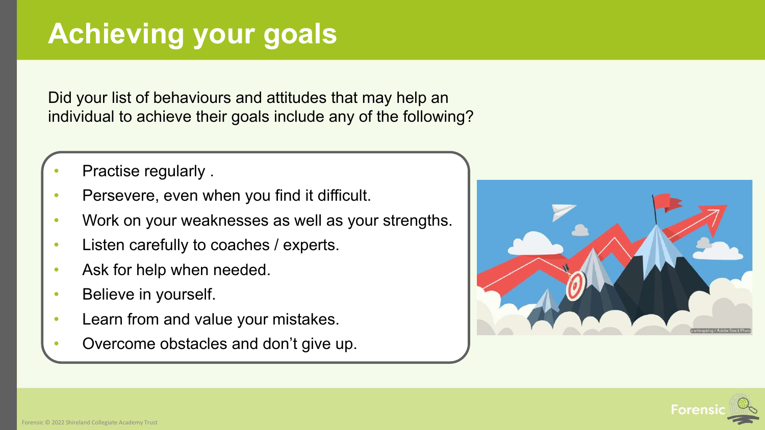# Achieving your goals

Did your list of behaviours and attitudes that may help an individual to achieve their goals include any of the following?

- Practise regularly .
- Persevere, even when you find it difficult.
- Work on your weaknesses as well as your strengths.
- Listen carefully to coaches / experts.
- Ask for help when needed.
- Believe in yourself.
- Learn from and value your mistakes.
- Overcome obstacles and don't give up.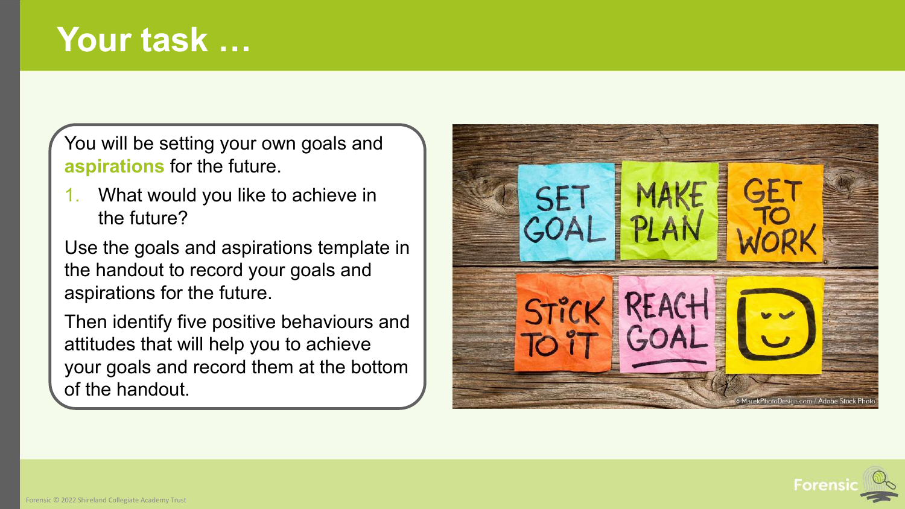# Your task …

You will be setting your own goals and **aspirations** for the future.

1. What would you like to achieve in the future?

Use the goals and aspirations template in the handout to record your goals and aspirations for the future.

Then identify five positive behaviours and attitudes that will help you to achieve your goals and record them at the bottom of the handout.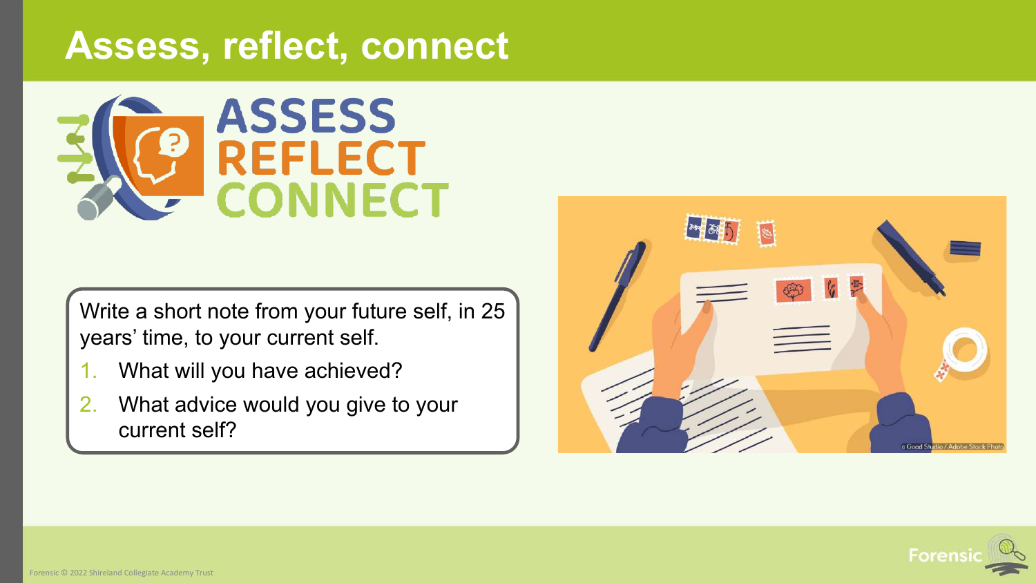# Assess, reflect, connect

ASSESS
REFLECT
CONNECT

Write a short note from your future self, in 25 years' time, to your current self.

1. What will you have achieved?
2. What advice would you give to your current self?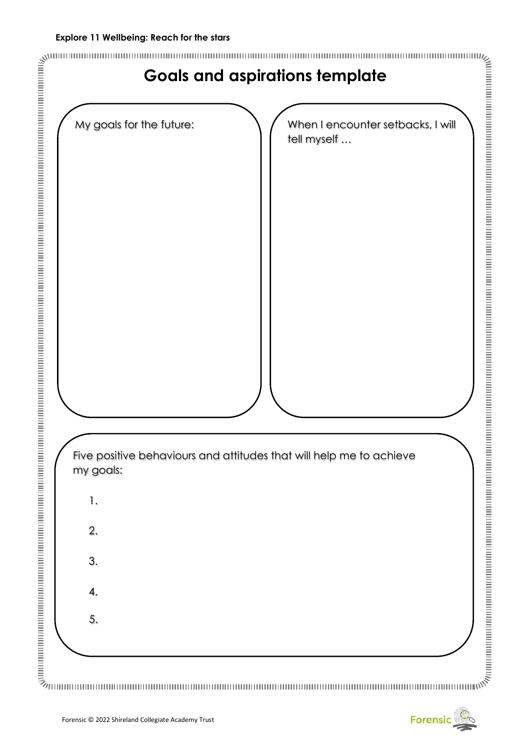**Explore 11 Wellbeing: Reach for the stars**

# Goals and aspirations template

My goals for the future:

When I encounter setbacks, I will tell myself …

Five positive behaviours and attitudes that will help me to achieve my goals:

1.
2.
3.
4.
5.